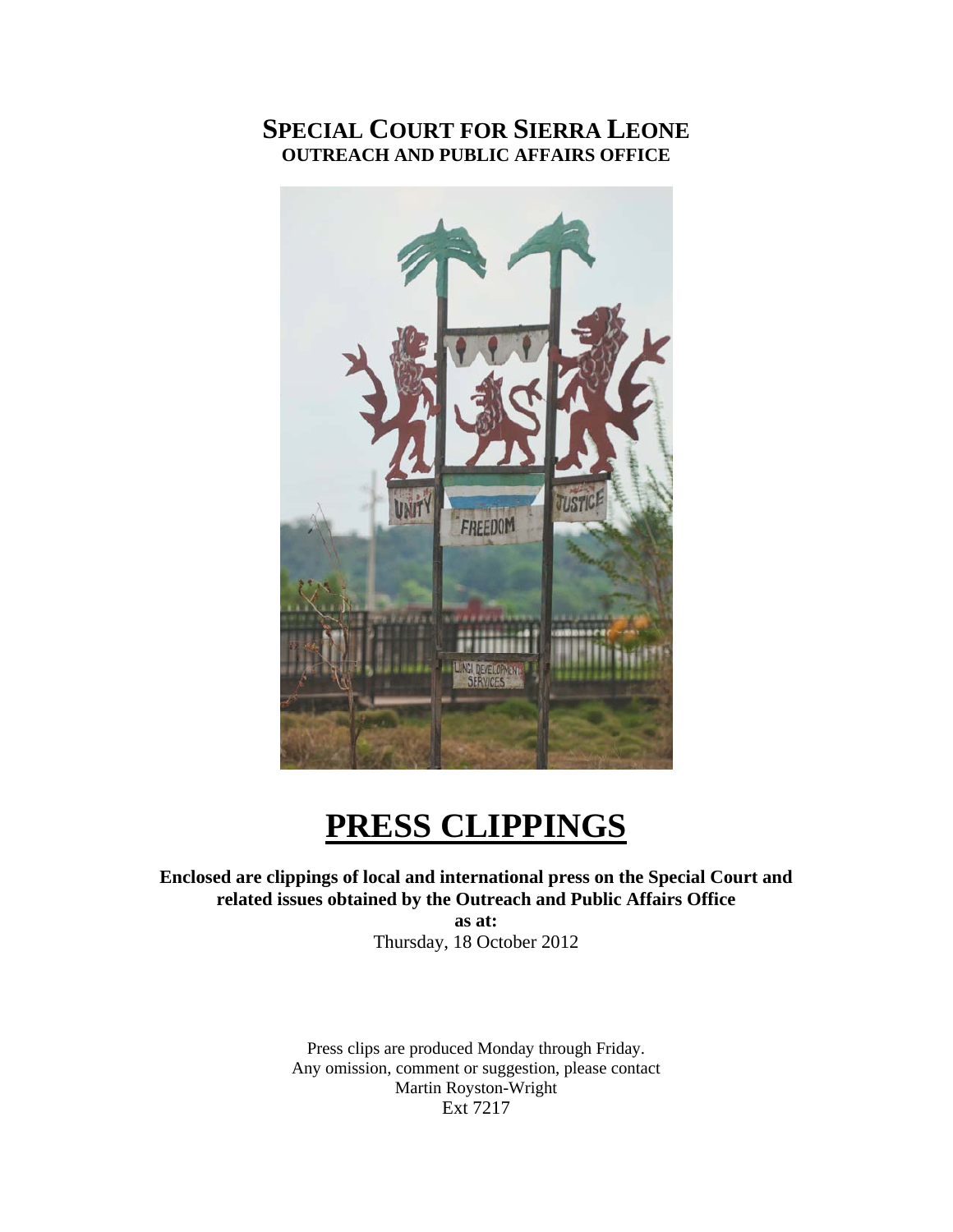# SPECIAL COURT FOR SIERRA LEONE

**OUTREACH AND PUBLIC AFFAIRS OFFICE**

# PRESS CLIPPINGS

**Enclosed are clippings of local and international press on the Special Court and related issues obtained by the Outreach and Public Affairs Office**

**as at:**

Thursday, 18 October 2012

Press clips are produced Monday through Friday.
Any omission, comment or suggestion, please contact
Martin Royston-Wright
Ext 7217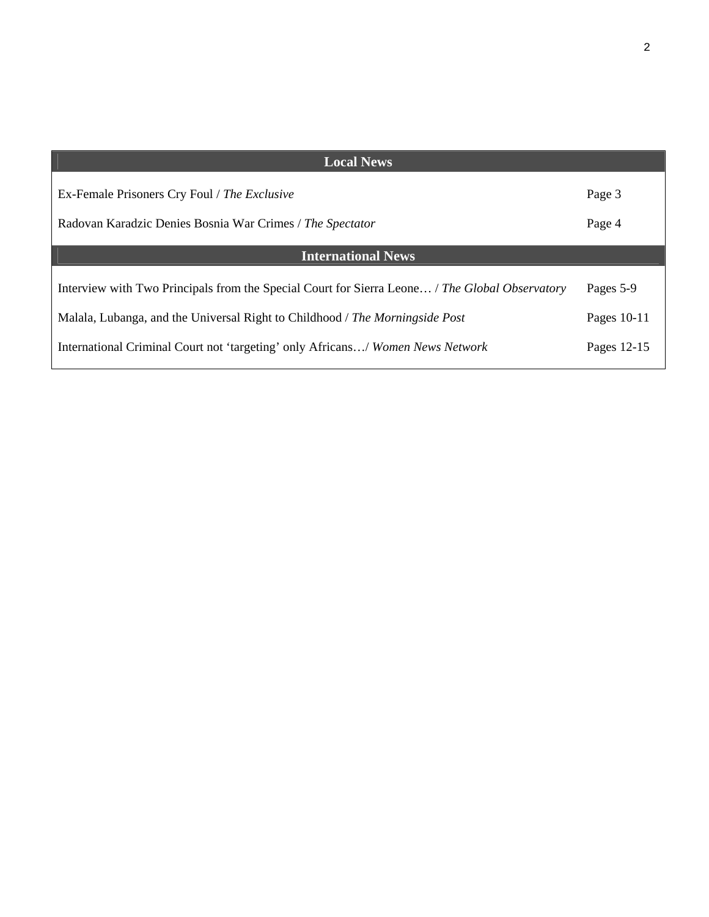| Local News | |
|---|---|
| Ex-Female Prisoners Cry Foul / *The Exclusive* | Page 3 |
| Radovan Karadzic Denies Bosnia War Crimes / *The Spectator* | Page 4 |
| **International News** | |
| Interview with Two Principals from the Special Court for Sierra Leone… / *The Global Observatory* | Pages 5-9 |
| Malala, Lubanga, and the Universal Right to Childhood / *The Morningside Post* | Pages 10-11 |
| International Criminal Court not 'targeting' only Africans…/ *Women News Network* | Pages 12-15 |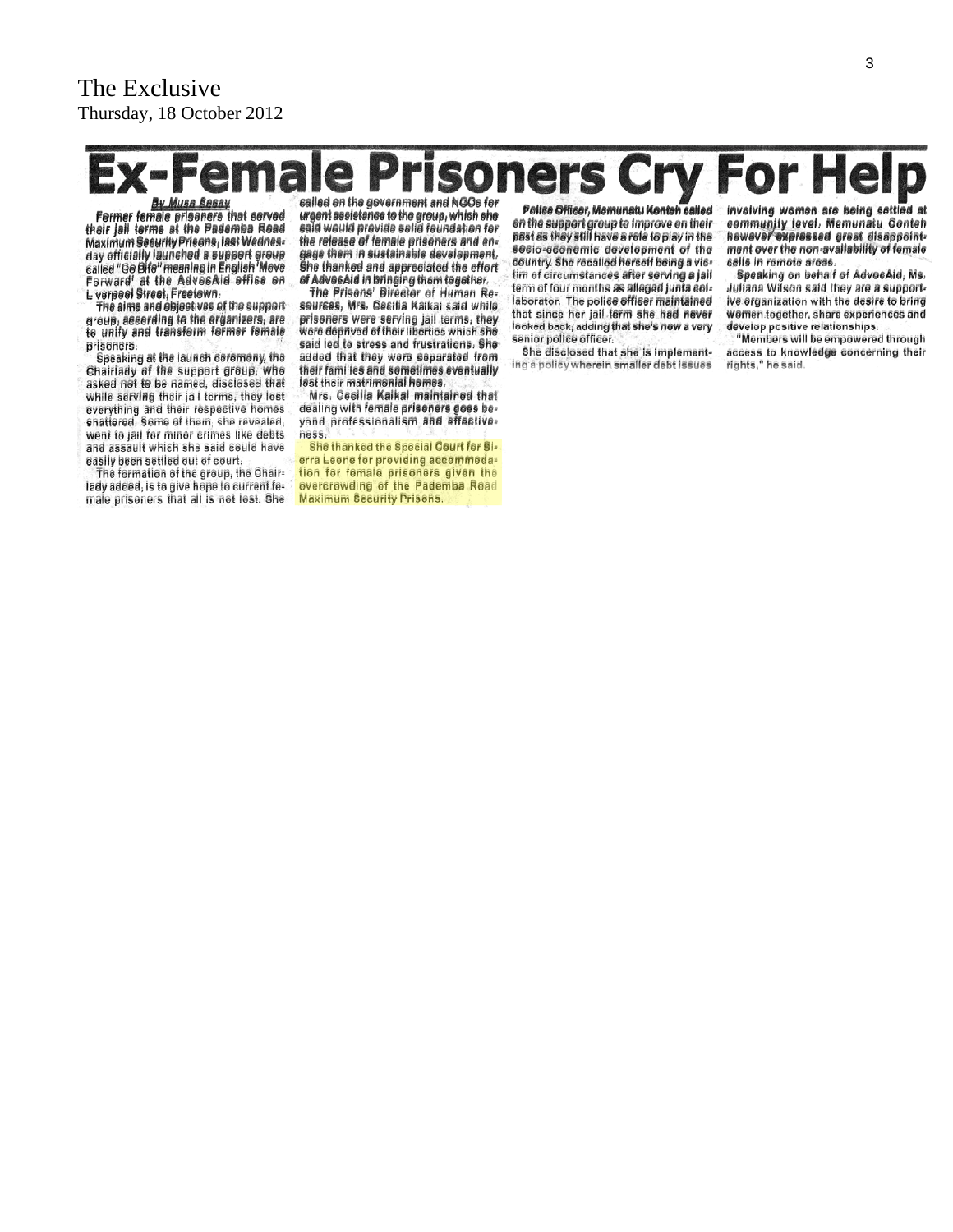The Exclusive
Thursday, 18 October 2012

# Ex-Female Prisoners Cry For Help

**By Musa Sesay**

Former female prisoners that served their jail terms at the Pademba Road Maximum Security Prisons, last Wednesday officially launched a support group called "Go Bifo" meaning in English 'Move Forward' at the AdvocAid office on Liverpool Street, Freetown.

The aims and objectives of the support group, according to the organizers, are to unify and transform former female prisoners.

Speaking at the launch ceremony, the Chairlady of the support group, who asked not to be named, disclosed that while serving their jail terms, they lost everything and their respective homes shattered. Some of them, she revealed, went to jail for minor crimes like debts and assault which she said could have easily been settled out of court.

The formation of the group, the Chairlady added, is to give hope to current female prisoners that all is not lost. She called on the government and NGOs for urgent assistance to the group, which she said would provide solid foundation for the release of female prisoners and engage them in sustainable development. She thanked and appreciated the effort of AdvocAid in bringing them together.

The Prisons' Director of Human Resources, Mrs. Cecilia Kaikai said while prisoners were serving jail terms, they were deprived of their liberties which she said led to stress and frustrations. She added that they were separated from their families and sometimes eventually lost their matrimonial homes.

Mrs. Cecilia Kaikai maintained that dealing with female prisoners goes beyond professionalism and effectiveness.

She thanked the Special Court for Sierra Leone for providing accommodation for female prisoners given the overcrowding of the Pademba Road Maximum Security Prisons.

Police Officer, Memunatu Konteh called on the support group to improve on their past as they still have a role to play in the socio-economic development of the country. She recalled herself being a victim of circumstances after serving a jail term of four months as alleged junta collaborator. The police officer maintained that since her jail term she had never looked back, adding that she's now a very senior police officer.

She disclosed that she is implementing a policy wherein smaller debt issues involving women are being settled at community level. Memunatu Conteh however expressed great disappointment over the non-availability of female cells in remote areas.

Speaking on behalf of AdvocAid, Ms. Juliana Wilson said they are a supportive organization with the desire to bring women together, share experiences and develop positive relationships.

"Members will be empowered through access to knowledge concerning their rights," he said.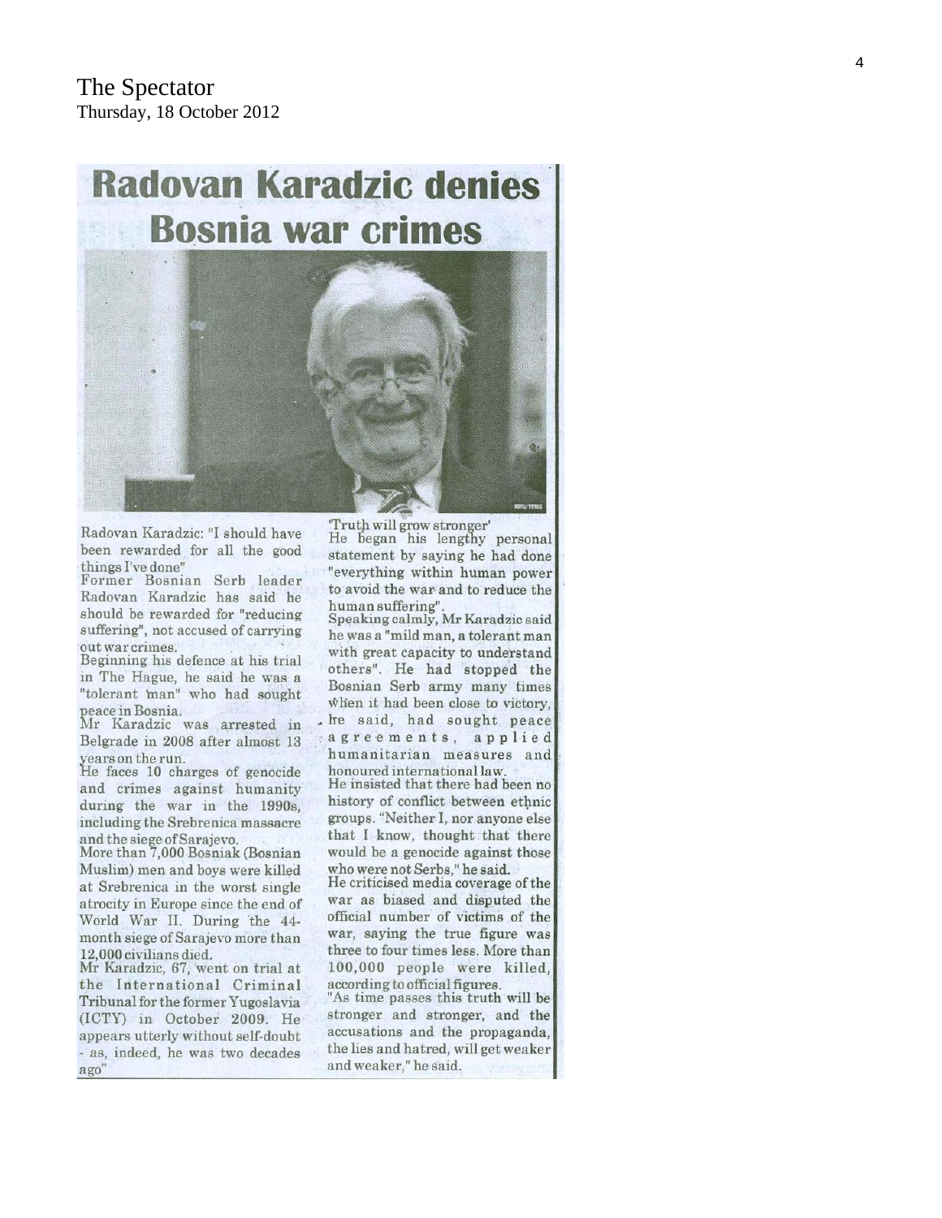The Spectator
Thursday, 18 October 2012

# Radovan Karadzic denies Bosnia war crimes

Radovan Karadzic: "I should have been rewarded for all the good things I've done"

Former Bosnian Serb leader Radovan Karadzic has said he should be rewarded for "reducing suffering", not accused of carrying out war crimes.

Beginning his defence at his trial in The Hague, he said he was a "tolerant man" who had sought peace in Bosnia.

Mr Karadzic was arrested in Belgrade in 2008 after almost 13 years on the run.

He faces 10 charges of genocide and crimes against humanity during the war in the 1990s, including the Srebrenica massacre and the siege of Sarajevo.

More than 7,000 Bosniak (Bosnian Muslim) men and boys were killed at Srebrenica in the worst single atrocity in Europe since the end of World War II. During the 44-month siege of Sarajevo more than 12,000 civilians died.

Mr Karadzic, 67, went on trial at the International Criminal Tribunal for the former Yugoslavia (ICTY) in October 2009. He appears utterly without self-doubt - as, indeed, he was two decades ago"

'Truth will grow stronger'

He began his lengthy personal statement by saying he had done "everything within human power to avoid the war and to reduce the human suffering".

Speaking calmly, Mr Karadzic said he was a "mild man, a tolerant man with great capacity to understand others". He had stopped the Bosnian Serb army many times when it had been close to victory, he said, had sought peace agreements, applied humanitarian measures and honoured international law.

He insisted that there had been no history of conflict between ethnic groups. "Neither I, nor anyone else that I know, thought that there would be a genocide against those who were not Serbs," he said.

He criticised media coverage of the war as biased and disputed the official number of victims of the war, saying the true figure was three to four times less. More than 100,000 people were killed, according to official figures.

"As time passes this truth will be stronger and stronger, and the accusations and the propaganda, the lies and hatred, will get weaker and weaker," he said.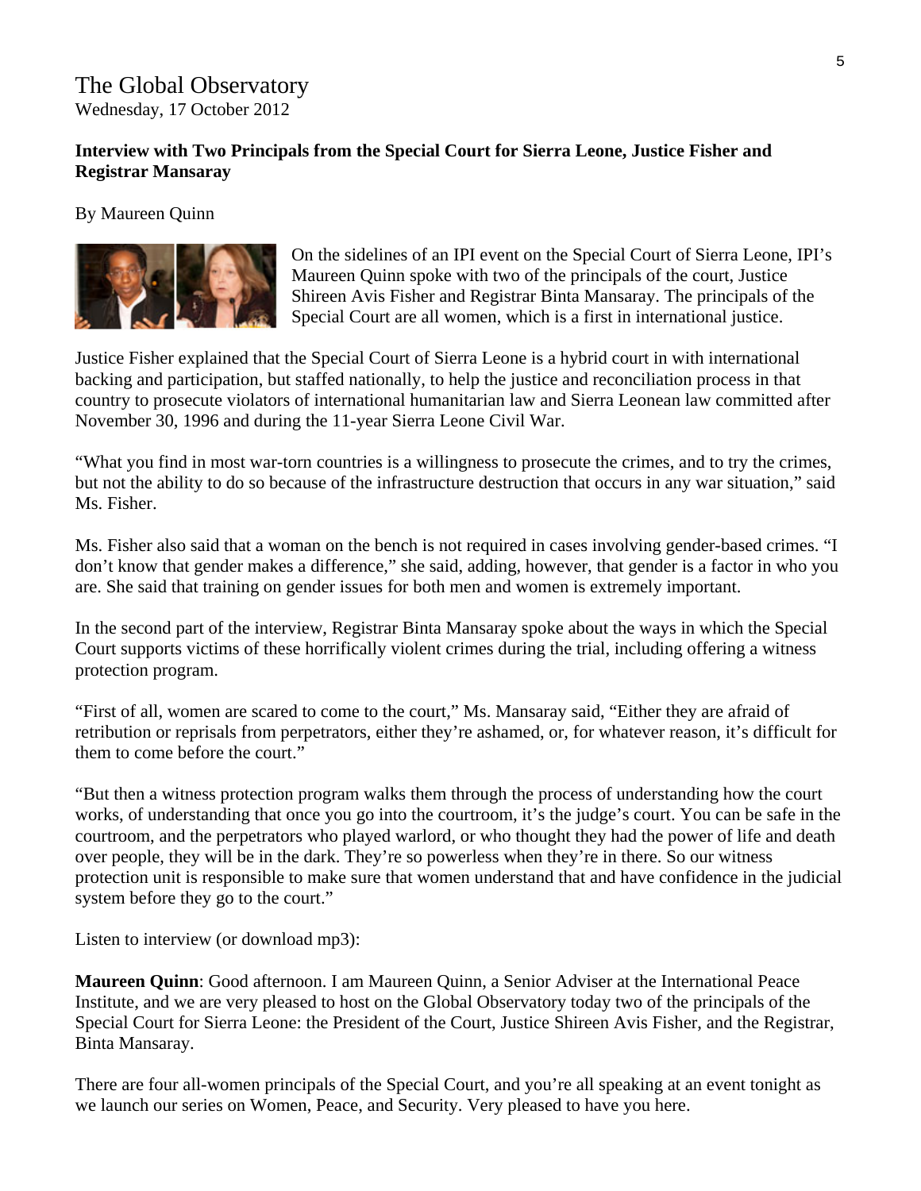# The Global Observatory

Wednesday, 17 October 2012

**Interview with Two Principals from the Special Court for Sierra Leone, Justice Fisher and Registrar Mansaray**

By Maureen Quinn

On the sidelines of an IPI event on the Special Court of Sierra Leone, IPI's Maureen Quinn spoke with two of the principals of the court, Justice Shireen Avis Fisher and Registrar Binta Mansaray. The principals of the Special Court are all women, which is a first in international justice.

Justice Fisher explained that the Special Court of Sierra Leone is a hybrid court in with international backing and participation, but staffed nationally, to help the justice and reconciliation process in that country to prosecute violators of international humanitarian law and Sierra Leonean law committed after November 30, 1996 and during the 11-year Sierra Leone Civil War.

"What you find in most war-torn countries is a willingness to prosecute the crimes, and to try the crimes, but not the ability to do so because of the infrastructure destruction that occurs in any war situation," said Ms. Fisher.

Ms. Fisher also said that a woman on the bench is not required in cases involving gender-based crimes. "I don't know that gender makes a difference," she said, adding, however, that gender is a factor in who you are. She said that training on gender issues for both men and women is extremely important.

In the second part of the interview, Registrar Binta Mansaray spoke about the ways in which the Special Court supports victims of these horrifically violent crimes during the trial, including offering a witness protection program.

"First of all, women are scared to come to the court," Ms. Mansaray said, "Either they are afraid of retribution or reprisals from perpetrators, either they're ashamed, or, for whatever reason, it's difficult for them to come before the court."

"But then a witness protection program walks them through the process of understanding how the court works, of understanding that once you go into the courtroom, it's the judge's court. You can be safe in the courtroom, and the perpetrators who played warlord, or who thought they had the power of life and death over people, they will be in the dark. They're so powerless when they're in there. So our witness protection unit is responsible to make sure that women understand that and have confidence in the judicial system before they go to the court."

Listen to interview (or download mp3):

**Maureen Quinn**: Good afternoon. I am Maureen Quinn, a Senior Adviser at the International Peace Institute, and we are very pleased to host on the Global Observatory today two of the principals of the Special Court for Sierra Leone: the President of the Court, Justice Shireen Avis Fisher, and the Registrar, Binta Mansaray.

There are four all-women principals of the Special Court, and you're all speaking at an event tonight as we launch our series on Women, Peace, and Security. Very pleased to have you here.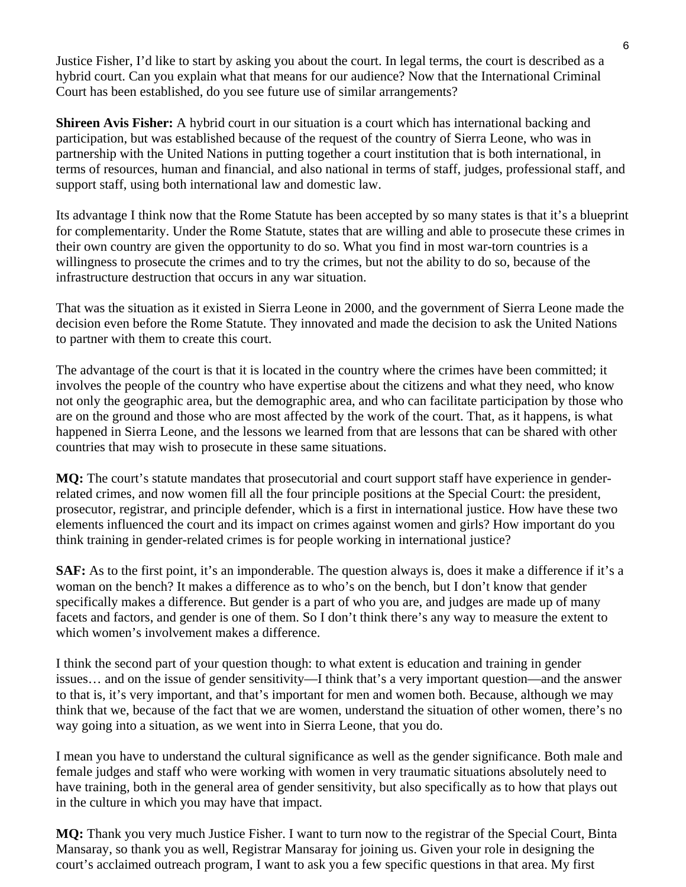Justice Fisher, I'd like to start by asking you about the court. In legal terms, the court is described as a hybrid court. Can you explain what that means for our audience? Now that the International Criminal Court has been established, do you see future use of similar arrangements?

**Shireen Avis Fisher:** A hybrid court in our situation is a court which has international backing and participation, but was established because of the request of the country of Sierra Leone, who was in partnership with the United Nations in putting together a court institution that is both international, in terms of resources, human and financial, and also national in terms of staff, judges, professional staff, and support staff, using both international law and domestic law.

Its advantage I think now that the Rome Statute has been accepted by so many states is that it's a blueprint for complementarity. Under the Rome Statute, states that are willing and able to prosecute these crimes in their own country are given the opportunity to do so. What you find in most war-torn countries is a willingness to prosecute the crimes and to try the crimes, but not the ability to do so, because of the infrastructure destruction that occurs in any war situation.

That was the situation as it existed in Sierra Leone in 2000, and the government of Sierra Leone made the decision even before the Rome Statute. They innovated and made the decision to ask the United Nations to partner with them to create this court.

The advantage of the court is that it is located in the country where the crimes have been committed; it involves the people of the country who have expertise about the citizens and what they need, who know not only the geographic area, but the demographic area, and who can facilitate participation by those who are on the ground and those who are most affected by the work of the court. That, as it happens, is what happened in Sierra Leone, and the lessons we learned from that are lessons that can be shared with other countries that may wish to prosecute in these same situations.

**MQ:** The court's statute mandates that prosecutorial and court support staff have experience in gender-related crimes, and now women fill all the four principle positions at the Special Court: the president, prosecutor, registrar, and principle defender, which is a first in international justice. How have these two elements influenced the court and its impact on crimes against women and girls? How important do you think training in gender-related crimes is for people working in international justice?

**SAF:** As to the first point, it's an imponderable. The question always is, does it make a difference if it's a woman on the bench? It makes a difference as to who's on the bench, but I don't know that gender specifically makes a difference. But gender is a part of who you are, and judges are made up of many facets and factors, and gender is one of them. So I don't think there's any way to measure the extent to which women's involvement makes a difference.

I think the second part of your question though: to what extent is education and training in gender issues… and on the issue of gender sensitivity—I think that's a very important question—and the answer to that is, it's very important, and that's important for men and women both. Because, although we may think that we, because of the fact that we are women, understand the situation of other women, there's no way going into a situation, as we went into in Sierra Leone, that you do.

I mean you have to understand the cultural significance as well as the gender significance. Both male and female judges and staff who were working with women in very traumatic situations absolutely need to have training, both in the general area of gender sensitivity, but also specifically as to how that plays out in the culture in which you may have that impact.

**MQ:** Thank you very much Justice Fisher. I want to turn now to the registrar of the Special Court, Binta Mansaray, so thank you as well, Registrar Mansaray for joining us. Given your role in designing the court's acclaimed outreach program, I want to ask you a few specific questions in that area. My first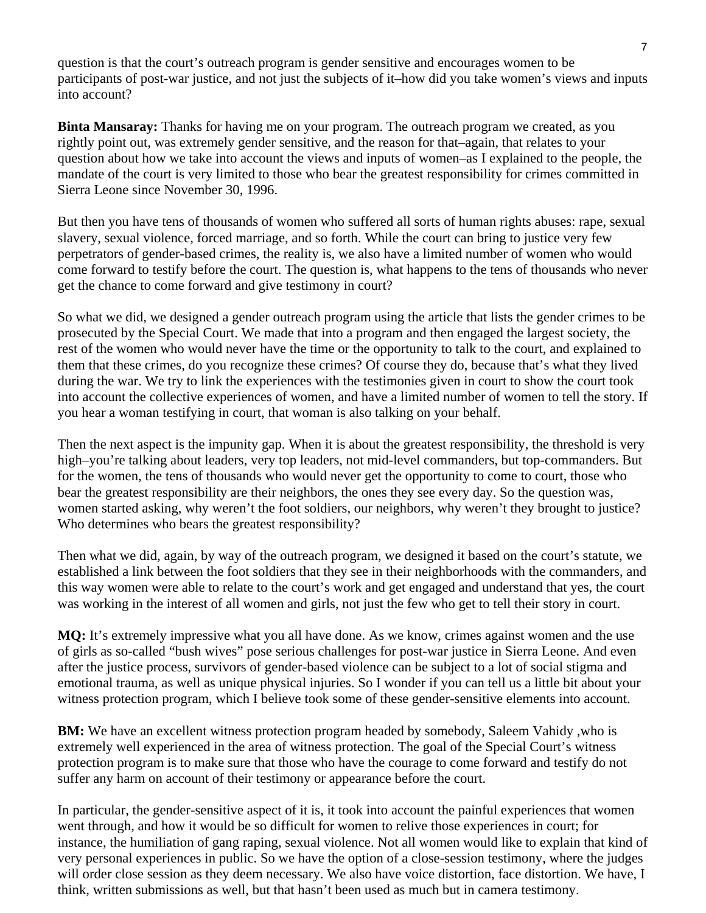question is that the court's outreach program is gender sensitive and encourages women to be participants of post-war justice, and not just the subjects of it–how did you take women's views and inputs into account?

**Binta Mansaray:** Thanks for having me on your program. The outreach program we created, as you rightly point out, was extremely gender sensitive, and the reason for that–again, that relates to your question about how we take into account the views and inputs of women–as I explained to the people, the mandate of the court is very limited to those who bear the greatest responsibility for crimes committed in Sierra Leone since November 30, 1996.

But then you have tens of thousands of women who suffered all sorts of human rights abuses: rape, sexual slavery, sexual violence, forced marriage, and so forth. While the court can bring to justice very few perpetrators of gender-based crimes, the reality is, we also have a limited number of women who would come forward to testify before the court. The question is, what happens to the tens of thousands who never get the chance to come forward and give testimony in court?

So what we did, we designed a gender outreach program using the article that lists the gender crimes to be prosecuted by the Special Court. We made that into a program and then engaged the largest society, the rest of the women who would never have the time or the opportunity to talk to the court, and explained to them that these crimes, do you recognize these crimes? Of course they do, because that's what they lived during the war. We try to link the experiences with the testimonies given in court to show the court took into account the collective experiences of women, and have a limited number of women to tell the story. If you hear a woman testifying in court, that woman is also talking on your behalf.

Then the next aspect is the impunity gap. When it is about the greatest responsibility, the threshold is very high–you're talking about leaders, very top leaders, not mid-level commanders, but top-commanders. But for the women, the tens of thousands who would never get the opportunity to come to court, those who bear the greatest responsibility are their neighbors, the ones they see every day. So the question was, women started asking, why weren't the foot soldiers, our neighbors, why weren't they brought to justice? Who determines who bears the greatest responsibility?

Then what we did, again, by way of the outreach program, we designed it based on the court's statute, we established a link between the foot soldiers that they see in their neighborhoods with the commanders, and this way women were able to relate to the court's work and get engaged and understand that yes, the court was working in the interest of all women and girls, not just the few who get to tell their story in court.

**MQ:** It's extremely impressive what you all have done. As we know, crimes against women and the use of girls as so-called "bush wives" pose serious challenges for post-war justice in Sierra Leone. And even after the justice process, survivors of gender-based violence can be subject to a lot of social stigma and emotional trauma, as well as unique physical injuries. So I wonder if you can tell us a little bit about your witness protection program, which I believe took some of these gender-sensitive elements into account.

**BM:** We have an excellent witness protection program headed by somebody, Saleem Vahidy ,who is extremely well experienced in the area of witness protection. The goal of the Special Court's witness protection program is to make sure that those who have the courage to come forward and testify do not suffer any harm on account of their testimony or appearance before the court.

In particular, the gender-sensitive aspect of it is, it took into account the painful experiences that women went through, and how it would be so difficult for women to relive those experiences in court; for instance, the humiliation of gang raping, sexual violence. Not all women would like to explain that kind of very personal experiences in public. So we have the option of a close-session testimony, where the judges will order close session as they deem necessary. We also have voice distortion, face distortion. We have, I think, written submissions as well, but that hasn't been used as much but in camera testimony.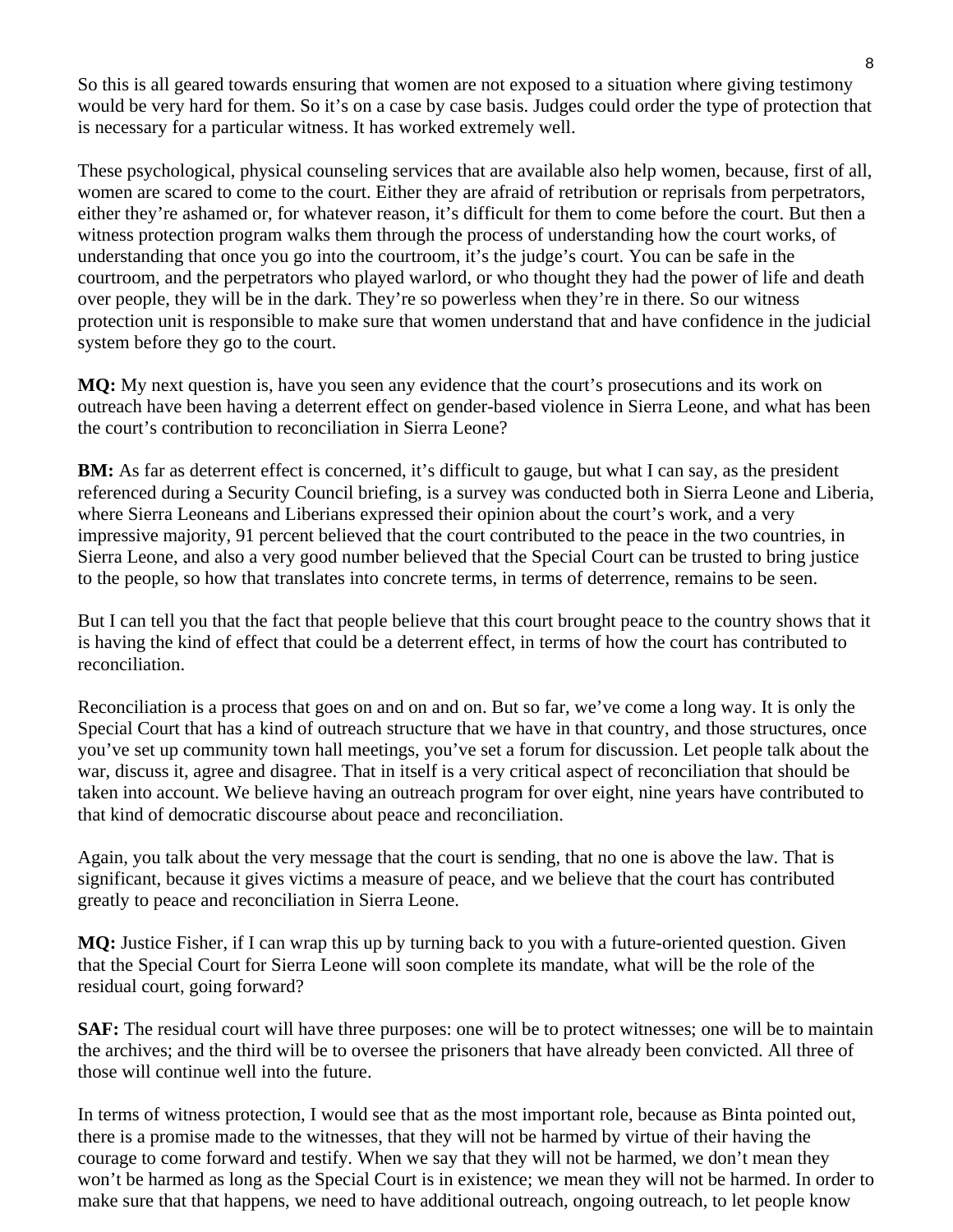So this is all geared towards ensuring that women are not exposed to a situation where giving testimony would be very hard for them. So it's on a case by case basis. Judges could order the type of protection that is necessary for a particular witness. It has worked extremely well.

These psychological, physical counseling services that are available also help women, because, first of all, women are scared to come to the court. Either they are afraid of retribution or reprisals from perpetrators, either they're ashamed or, for whatever reason, it's difficult for them to come before the court. But then a witness protection program walks them through the process of understanding how the court works, of understanding that once you go into the courtroom, it's the judge's court. You can be safe in the courtroom, and the perpetrators who played warlord, or who thought they had the power of life and death over people, they will be in the dark. They're so powerless when they're in there. So our witness protection unit is responsible to make sure that women understand that and have confidence in the judicial system before they go to the court.

**MQ:** My next question is, have you seen any evidence that the court's prosecutions and its work on outreach have been having a deterrent effect on gender-based violence in Sierra Leone, and what has been the court's contribution to reconciliation in Sierra Leone?

**BM:** As far as deterrent effect is concerned, it's difficult to gauge, but what I can say, as the president referenced during a Security Council briefing, is a survey was conducted both in Sierra Leone and Liberia, where Sierra Leoneans and Liberians expressed their opinion about the court's work, and a very impressive majority, 91 percent believed that the court contributed to the peace in the two countries, in Sierra Leone, and also a very good number believed that the Special Court can be trusted to bring justice to the people, so how that translates into concrete terms, in terms of deterrence, remains to be seen.

But I can tell you that the fact that people believe that this court brought peace to the country shows that it is having the kind of effect that could be a deterrent effect, in terms of how the court has contributed to reconciliation.

Reconciliation is a process that goes on and on and on. But so far, we've come a long way. It is only the Special Court that has a kind of outreach structure that we have in that country, and those structures, once you've set up community town hall meetings, you've set a forum for discussion. Let people talk about the war, discuss it, agree and disagree. That in itself is a very critical aspect of reconciliation that should be taken into account. We believe having an outreach program for over eight, nine years have contributed to that kind of democratic discourse about peace and reconciliation.

Again, you talk about the very message that the court is sending, that no one is above the law. That is significant, because it gives victims a measure of peace, and we believe that the court has contributed greatly to peace and reconciliation in Sierra Leone.

**MQ:** Justice Fisher, if I can wrap this up by turning back to you with a future-oriented question. Given that the Special Court for Sierra Leone will soon complete its mandate, what will be the role of the residual court, going forward?

**SAF:** The residual court will have three purposes: one will be to protect witnesses; one will be to maintain the archives; and the third will be to oversee the prisoners that have already been convicted. All three of those will continue well into the future.

In terms of witness protection, I would see that as the most important role, because as Binta pointed out, there is a promise made to the witnesses, that they will not be harmed by virtue of their having the courage to come forward and testify. When we say that they will not be harmed, we don't mean they won't be harmed as long as the Special Court is in existence; we mean they will not be harmed. In order to make sure that that happens, we need to have additional outreach, ongoing outreach, to let people know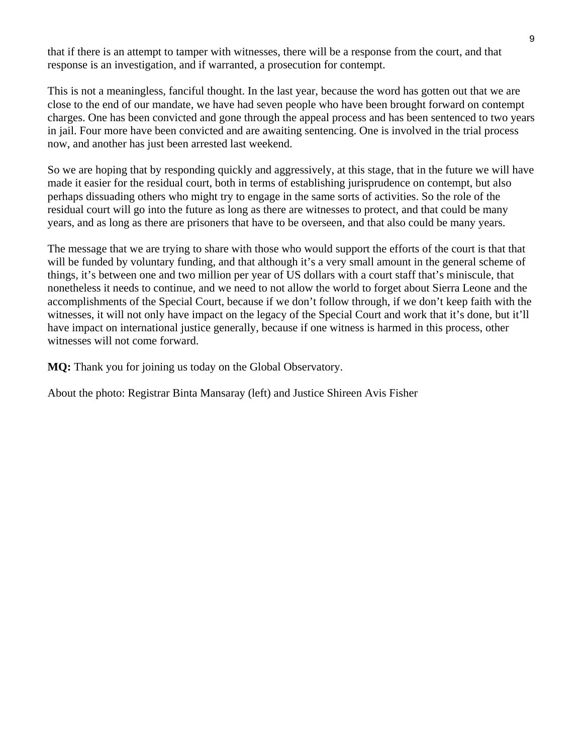that if there is an attempt to tamper with witnesses, there will be a response from the court, and that response is an investigation, and if warranted, a prosecution for contempt.

This is not a meaningless, fanciful thought. In the last year, because the word has gotten out that we are close to the end of our mandate, we have had seven people who have been brought forward on contempt charges. One has been convicted and gone through the appeal process and has been sentenced to two years in jail. Four more have been convicted and are awaiting sentencing. One is involved in the trial process now, and another has just been arrested last weekend.

So we are hoping that by responding quickly and aggressively, at this stage, that in the future we will have made it easier for the residual court, both in terms of establishing jurisprudence on contempt, but also perhaps dissuading others who might try to engage in the same sorts of activities. So the role of the residual court will go into the future as long as there are witnesses to protect, and that could be many years, and as long as there are prisoners that have to be overseen, and that also could be many years.

The message that we are trying to share with those who would support the efforts of the court is that that will be funded by voluntary funding, and that although it’s a very small amount in the general scheme of things, it’s between one and two million per year of US dollars with a court staff that’s miniscule, that nonetheless it needs to continue, and we need to not allow the world to forget about Sierra Leone and the accomplishments of the Special Court, because if we don’t follow through, if we don’t keep faith with the witnesses, it will not only have impact on the legacy of the Special Court and work that it’s done, but it’ll have impact on international justice generally, because if one witness is harmed in this process, other witnesses will not come forward.

**MQ:** Thank you for joining us today on the Global Observatory.

About the photo: Registrar Binta Mansaray (left) and Justice Shireen Avis Fisher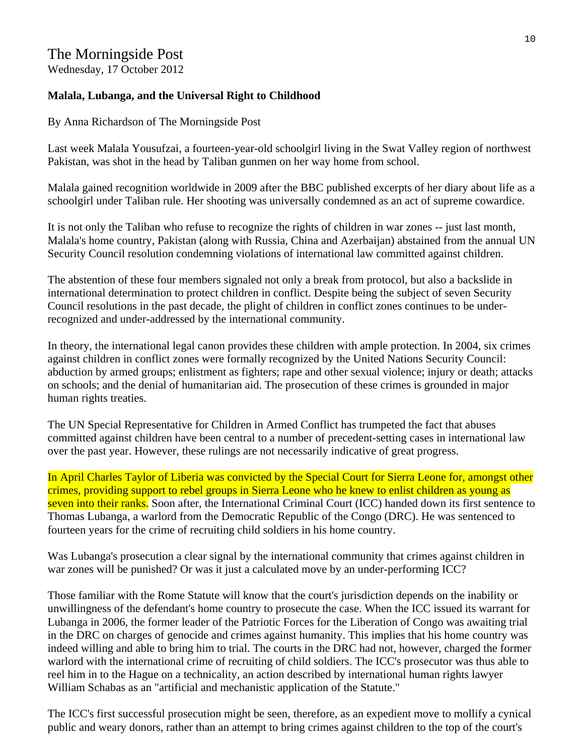# The Morningside Post

Wednesday, 17 October 2012

**Malala, Lubanga, and the Universal Right to Childhood**

By Anna Richardson of The Morningside Post

Last week Malala Yousufzai, a fourteen-year-old schoolgirl living in the Swat Valley region of northwest Pakistan, was shot in the head by Taliban gunmen on her way home from school.

Malala gained recognition worldwide in 2009 after the BBC published excerpts of her diary about life as a schoolgirl under Taliban rule. Her shooting was universally condemned as an act of supreme cowardice.

It is not only the Taliban who refuse to recognize the rights of children in war zones -- just last month, Malala's home country, Pakistan (along with Russia, China and Azerbaijan) abstained from the annual UN Security Council resolution condemning violations of international law committed against children.

The abstention of these four members signaled not only a break from protocol, but also a backslide in international determination to protect children in conflict. Despite being the subject of seven Security Council resolutions in the past decade, the plight of children in conflict zones continues to be under-recognized and under-addressed by the international community.

In theory, the international legal canon provides these children with ample protection. In 2004, six crimes against children in conflict zones were formally recognized by the United Nations Security Council: abduction by armed groups; enlistment as fighters; rape and other sexual violence; injury or death; attacks on schools; and the denial of humanitarian aid. The prosecution of these crimes is grounded in major human rights treaties.

The UN Special Representative for Children in Armed Conflict has trumpeted the fact that abuses committed against children have been central to a number of precedent-setting cases in international law over the past year. However, these rulings are not necessarily indicative of great progress.

In April Charles Taylor of Liberia was convicted by the Special Court for Sierra Leone for, amongst other crimes, providing support to rebel groups in Sierra Leone who he knew to enlist children as young as seven into their ranks. Soon after, the International Criminal Court (ICC) handed down its first sentence to Thomas Lubanga, a warlord from the Democratic Republic of the Congo (DRC). He was sentenced to fourteen years for the crime of recruiting child soldiers in his home country.

Was Lubanga's prosecution a clear signal by the international community that crimes against children in war zones will be punished? Or was it just a calculated move by an under-performing ICC?

Those familiar with the Rome Statute will know that the court's jurisdiction depends on the inability or unwillingness of the defendant's home country to prosecute the case. When the ICC issued its warrant for Lubanga in 2006, the former leader of the Patriotic Forces for the Liberation of Congo was awaiting trial in the DRC on charges of genocide and crimes against humanity. This implies that his home country was indeed willing and able to bring him to trial. The courts in the DRC had not, however, charged the former warlord with the international crime of recruiting of child soldiers. The ICC's prosecutor was thus able to reel him in to the Hague on a technicality, an action described by international human rights lawyer William Schabas as an "artificial and mechanistic application of the Statute."

The ICC's first successful prosecution might be seen, therefore, as an expedient move to mollify a cynical public and weary donors, rather than an attempt to bring crimes against children to the top of the court's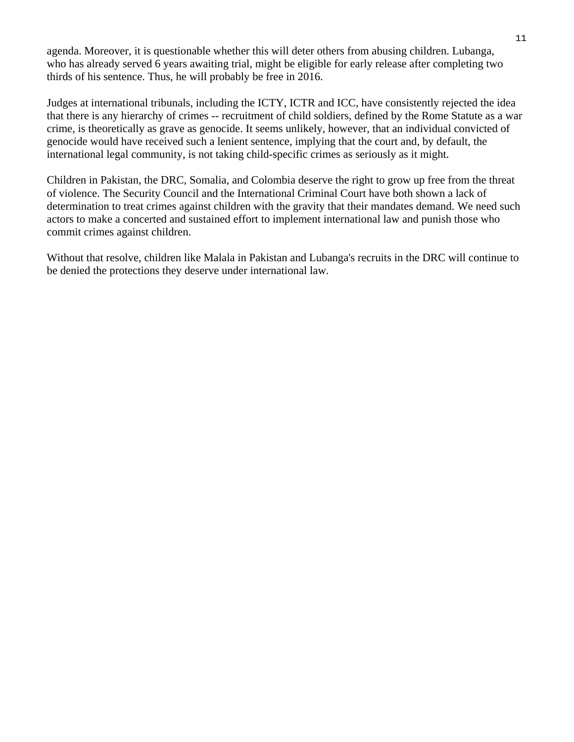agenda. Moreover, it is questionable whether this will deter others from abusing children. Lubanga, who has already served 6 years awaiting trial, might be eligible for early release after completing two thirds of his sentence. Thus, he will probably be free in 2016.

Judges at international tribunals, including the ICTY, ICTR and ICC, have consistently rejected the idea that there is any hierarchy of crimes -- recruitment of child soldiers, defined by the Rome Statute as a war crime, is theoretically as grave as genocide. It seems unlikely, however, that an individual convicted of genocide would have received such a lenient sentence, implying that the court and, by default, the international legal community, is not taking child-specific crimes as seriously as it might.

Children in Pakistan, the DRC, Somalia, and Colombia deserve the right to grow up free from the threat of violence. The Security Council and the International Criminal Court have both shown a lack of determination to treat crimes against children with the gravity that their mandates demand. We need such actors to make a concerted and sustained effort to implement international law and punish those who commit crimes against children.

Without that resolve, children like Malala in Pakistan and Lubanga's recruits in the DRC will continue to be denied the protections they deserve under international law.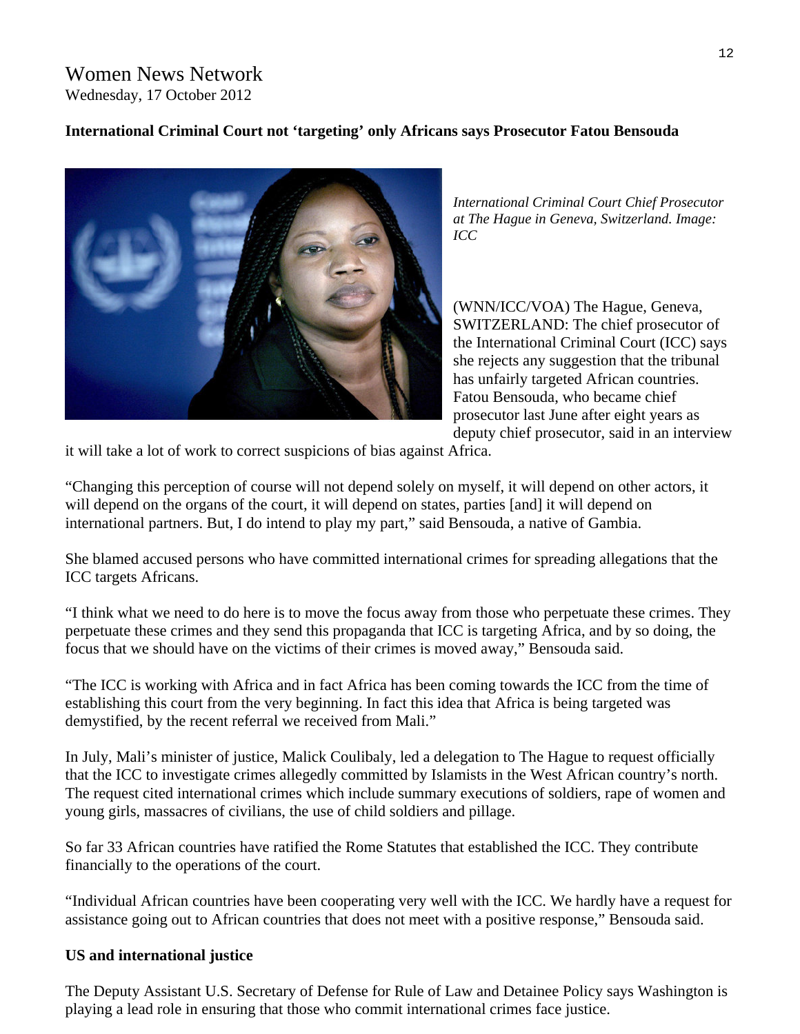Women News Network
Wednesday, 17 October 2012

**International Criminal Court not 'targeting' only Africans says Prosecutor Fatou Bensouda**

*International Criminal Court Chief Prosecutor at The Hague in Geneva, Switzerland. Image: ICC*

(WNN/ICC/VOA) The Hague, Geneva, SWITZERLAND: The chief prosecutor of the International Criminal Court (ICC) says she rejects any suggestion that the tribunal has unfairly targeted African countries. Fatou Bensouda, who became chief prosecutor last June after eight years as deputy chief prosecutor, said in an interview it will take a lot of work to correct suspicions of bias against Africa.

"Changing this perception of course will not depend solely on myself, it will depend on other actors, it will depend on the organs of the court, it will depend on states, parties [and] it will depend on international partners. But, I do intend to play my part," said Bensouda, a native of Gambia.

She blamed accused persons who have committed international crimes for spreading allegations that the ICC targets Africans.

"I think what we need to do here is to move the focus away from those who perpetuate these crimes. They perpetuate these crimes and they send this propaganda that ICC is targeting Africa, and by so doing, the focus that we should have on the victims of their crimes is moved away," Bensouda said.

"The ICC is working with Africa and in fact Africa has been coming towards the ICC from the time of establishing this court from the very beginning. In fact this idea that Africa is being targeted was demystified, by the recent referral we received from Mali."

In July, Mali's minister of justice, Malick Coulibaly, led a delegation to The Hague to request officially that the ICC to investigate crimes allegedly committed by Islamists in the West African country's north. The request cited international crimes which include summary executions of soldiers, rape of women and young girls, massacres of civilians, the use of child soldiers and pillage.

So far 33 African countries have ratified the Rome Statutes that established the ICC. They contribute financially to the operations of the court.

"Individual African countries have been cooperating very well with the ICC. We hardly have a request for assistance going out to African countries that does not meet with a positive response," Bensouda said.

**US and international justice**

The Deputy Assistant U.S. Secretary of Defense for Rule of Law and Detainee Policy says Washington is playing a lead role in ensuring that those who commit international crimes face justice.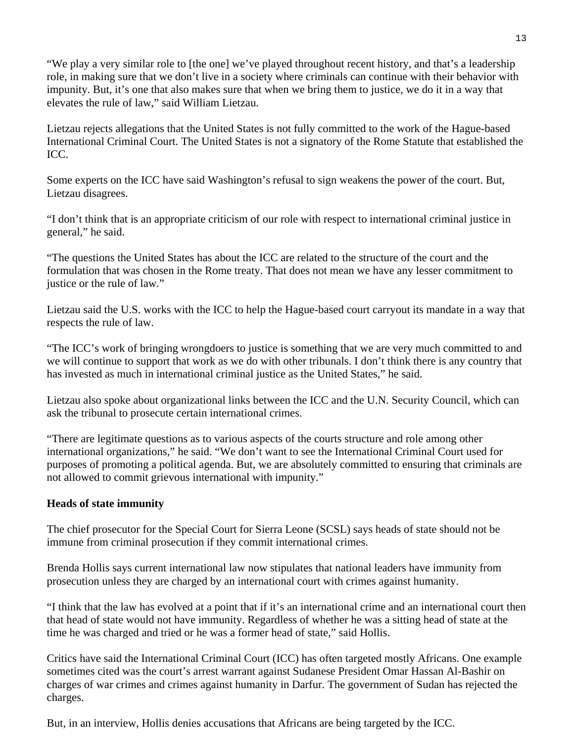"We play a very similar role to [the one] we've played throughout recent history, and that's a leadership role, in making sure that we don't live in a society where criminals can continue with their behavior with impunity. But, it's one that also makes sure that when we bring them to justice, we do it in a way that elevates the rule of law," said William Lietzau.

Lietzau rejects allegations that the United States is not fully committed to the work of the Hague-based International Criminal Court. The United States is not a signatory of the Rome Statute that established the ICC.

Some experts on the ICC have said Washington's refusal to sign weakens the power of the court. But, Lietzau disagrees.

"I don't think that is an appropriate criticism of our role with respect to international criminal justice in general," he said.

"The questions the United States has about the ICC are related to the structure of the court and the formulation that was chosen in the Rome treaty. That does not mean we have any lesser commitment to justice or the rule of law."

Lietzau said the U.S. works with the ICC to help the Hague-based court carryout its mandate in a way that respects the rule of law.

"The ICC's work of bringing wrongdoers to justice is something that we are very much committed to and we will continue to support that work as we do with other tribunals. I don't think there is any country that has invested as much in international criminal justice as the United States," he said.

Lietzau also spoke about organizational links between the ICC and the U.N. Security Council, which can ask the tribunal to prosecute certain international crimes.

"There are legitimate questions as to various aspects of the courts structure and role among other international organizations," he said. "We don't want to see the International Criminal Court used for purposes of promoting a political agenda. But, we are absolutely committed to ensuring that criminals are not allowed to commit grievous international with impunity."

**Heads of state immunity**

The chief prosecutor for the Special Court for Sierra Leone (SCSL) says heads of state should not be immune from criminal prosecution if they commit international crimes.

Brenda Hollis says current international law now stipulates that national leaders have immunity from prosecution unless they are charged by an international court with crimes against humanity.

"I think that the law has evolved at a point that if it's an international crime and an international court then that head of state would not have immunity. Regardless of whether he was a sitting head of state at the time he was charged and tried or he was a former head of state," said Hollis.

Critics have said the International Criminal Court (ICC) has often targeted mostly Africans. One example sometimes cited was the court's arrest warrant against Sudanese President Omar Hassan Al-Bashir on charges of war crimes and crimes against humanity in Darfur. The government of Sudan has rejected the charges.

But, in an interview, Hollis denies accusations that Africans are being targeted by the ICC.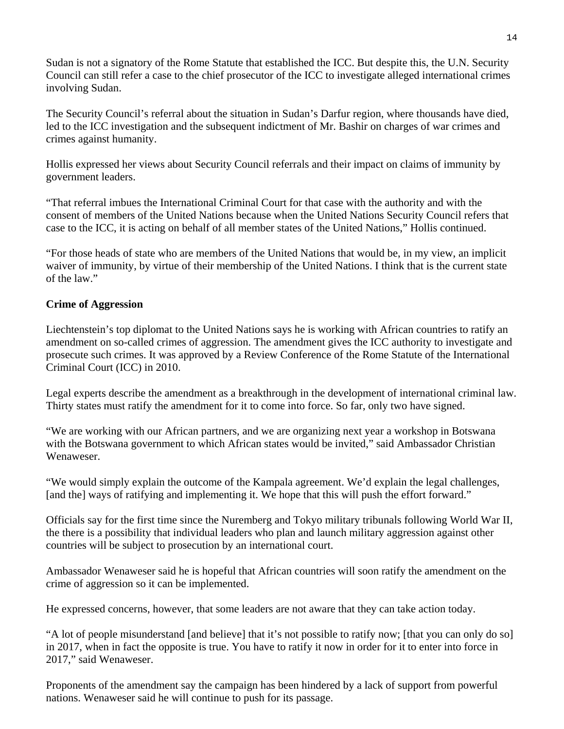Sudan is not a signatory of the Rome Statute that established the ICC. But despite this, the U.N. Security Council can still refer a case to the chief prosecutor of the ICC to investigate alleged international crimes involving Sudan.

The Security Council's referral about the situation in Sudan's Darfur region, where thousands have died, led to the ICC investigation and the subsequent indictment of Mr. Bashir on charges of war crimes and crimes against humanity.

Hollis expressed her views about Security Council referrals and their impact on claims of immunity by government leaders.

"That referral imbues the International Criminal Court for that case with the authority and with the consent of members of the United Nations because when the United Nations Security Council refers that case to the ICC, it is acting on behalf of all member states of the United Nations," Hollis continued.

"For those heads of state who are members of the United Nations that would be, in my view, an implicit waiver of immunity, by virtue of their membership of the United Nations. I think that is the current state of the law."

**Crime of Aggression**

Liechtenstein's top diplomat to the United Nations says he is working with African countries to ratify an amendment on so-called crimes of aggression. The amendment gives the ICC authority to investigate and prosecute such crimes. It was approved by a Review Conference of the Rome Statute of the International Criminal Court (ICC) in 2010.

Legal experts describe the amendment as a breakthrough in the development of international criminal law. Thirty states must ratify the amendment for it to come into force. So far, only two have signed.

"We are working with our African partners, and we are organizing next year a workshop in Botswana with the Botswana government to which African states would be invited," said Ambassador Christian Wenaweser.

"We would simply explain the outcome of the Kampala agreement. We'd explain the legal challenges, [and the] ways of ratifying and implementing it. We hope that this will push the effort forward."

Officials say for the first time since the Nuremberg and Tokyo military tribunals following World War II, the there is a possibility that individual leaders who plan and launch military aggression against other countries will be subject to prosecution by an international court.

Ambassador Wenaweser said he is hopeful that African countries will soon ratify the amendment on the crime of aggression so it can be implemented.

He expressed concerns, however, that some leaders are not aware that they can take action today.

"A lot of people misunderstand [and believe] that it's not possible to ratify now; [that you can only do so] in 2017, when in fact the opposite is true. You have to ratify it now in order for it to enter into force in 2017," said Wenaweser.

Proponents of the amendment say the campaign has been hindered by a lack of support from powerful nations. Wenaweser said he will continue to push for its passage.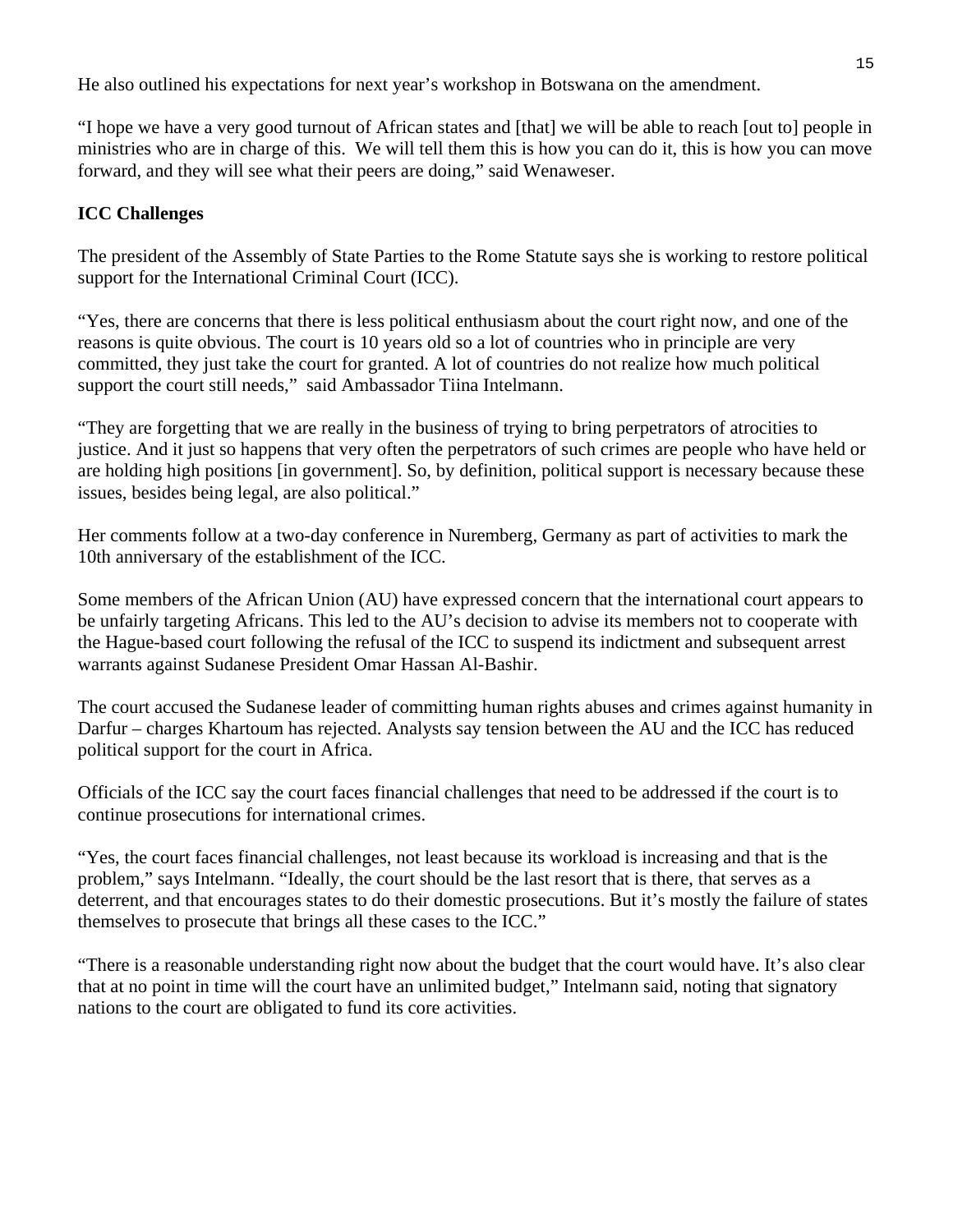He also outlined his expectations for next year's workshop in Botswana on the amendment.

"I hope we have a very good turnout of African states and [that] we will be able to reach [out to] people in ministries who are in charge of this.  We will tell them this is how you can do it, this is how you can move forward, and they will see what their peers are doing," said Wenaweser.

**ICC Challenges**

The president of the Assembly of State Parties to the Rome Statute says she is working to restore political support for the International Criminal Court (ICC).

"Yes, there are concerns that there is less political enthusiasm about the court right now, and one of the reasons is quite obvious. The court is 10 years old so a lot of countries who in principle are very committed, they just take the court for granted. A lot of countries do not realize how much political support the court still needs,"  said Ambassador Tiina Intelmann.

"They are forgetting that we are really in the business of trying to bring perpetrators of atrocities to justice. And it just so happens that very often the perpetrators of such crimes are people who have held or are holding high positions [in government]. So, by definition, political support is necessary because these issues, besides being legal, are also political."

Her comments follow at a two-day conference in Nuremberg, Germany as part of activities to mark the 10th anniversary of the establishment of the ICC.

Some members of the African Union (AU) have expressed concern that the international court appears to be unfairly targeting Africans. This led to the AU's decision to advise its members not to cooperate with the Hague-based court following the refusal of the ICC to suspend its indictment and subsequent arrest warrants against Sudanese President Omar Hassan Al-Bashir.

The court accused the Sudanese leader of committing human rights abuses and crimes against humanity in Darfur – charges Khartoum has rejected. Analysts say tension between the AU and the ICC has reduced political support for the court in Africa.

Officials of the ICC say the court faces financial challenges that need to be addressed if the court is to continue prosecutions for international crimes.

"Yes, the court faces financial challenges, not least because its workload is increasing and that is the problem," says Intelmann. "Ideally, the court should be the last resort that is there, that serves as a deterrent, and that encourages states to do their domestic prosecutions. But it's mostly the failure of states themselves to prosecute that brings all these cases to the ICC."

"There is a reasonable understanding right now about the budget that the court would have. It's also clear that at no point in time will the court have an unlimited budget," Intelmann said, noting that signatory nations to the court are obligated to fund its core activities.